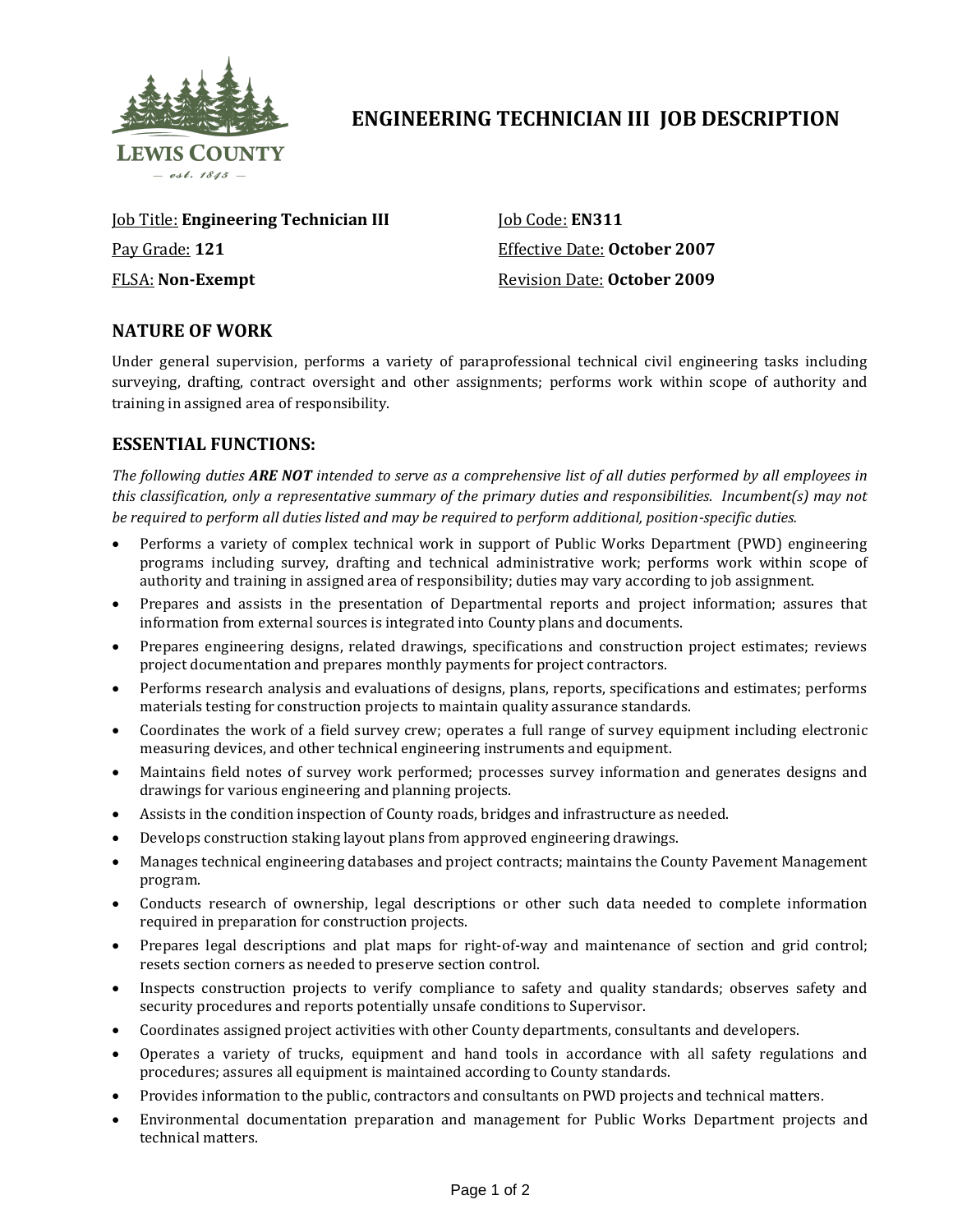# ENGINEERING TECHNICIAN III JOB DESCRIPTION

Job Title: **Engineering Technician III**

Job Code: **EN311**

Pay Grade: **121**

Effective Date: **October 2007**

FLSA: **Non-Exempt**

Revision Date: **October 2009**

## NATURE OF WORK

Under general supervision, performs a variety of paraprofessional technical civil engineering tasks including surveying, drafting, contract oversight and other assignments; performs work within scope of authority and training in assigned area of responsibility.

## ESSENTIAL FUNCTIONS:

*The following duties **ARE NOT** intended to serve as a comprehensive list of all duties performed by all employees in this classification, only a representative summary of the primary duties and responsibilities. Incumbent(s) may not be required to perform all duties listed and may be required to perform additional, position-specific duties.*

- Performs a variety of complex technical work in support of Public Works Department (PWD) engineering programs including survey, drafting and technical administrative work; performs work within scope of authority and training in assigned area of responsibility; duties may vary according to job assignment.
- Prepares and assists in the presentation of Departmental reports and project information; assures that information from external sources is integrated into County plans and documents.
- Prepares engineering designs, related drawings, specifications and construction project estimates; reviews project documentation and prepares monthly payments for project contractors.
- Performs research analysis and evaluations of designs, plans, reports, specifications and estimates; performs materials testing for construction projects to maintain quality assurance standards.
- Coordinates the work of a field survey crew; operates a full range of survey equipment including electronic measuring devices, and other technical engineering instruments and equipment.
- Maintains field notes of survey work performed; processes survey information and generates designs and drawings for various engineering and planning projects.
- Assists in the condition inspection of County roads, bridges and infrastructure as needed.
- Develops construction staking layout plans from approved engineering drawings.
- Manages technical engineering databases and project contracts; maintains the County Pavement Management program.
- Conducts research of ownership, legal descriptions or other such data needed to complete information required in preparation for construction projects.
- Prepares legal descriptions and plat maps for right-of-way and maintenance of section and grid control; resets section corners as needed to preserve section control.
- Inspects construction projects to verify compliance to safety and quality standards; observes safety and security procedures and reports potentially unsafe conditions to Supervisor.
- Coordinates assigned project activities with other County departments, consultants and developers.
- Operates a variety of trucks, equipment and hand tools in accordance with all safety regulations and procedures; assures all equipment is maintained according to County standards.
- Provides information to the public, contractors and consultants on PWD projects and technical matters.
- Environmental documentation preparation and management for Public Works Department projects and technical matters.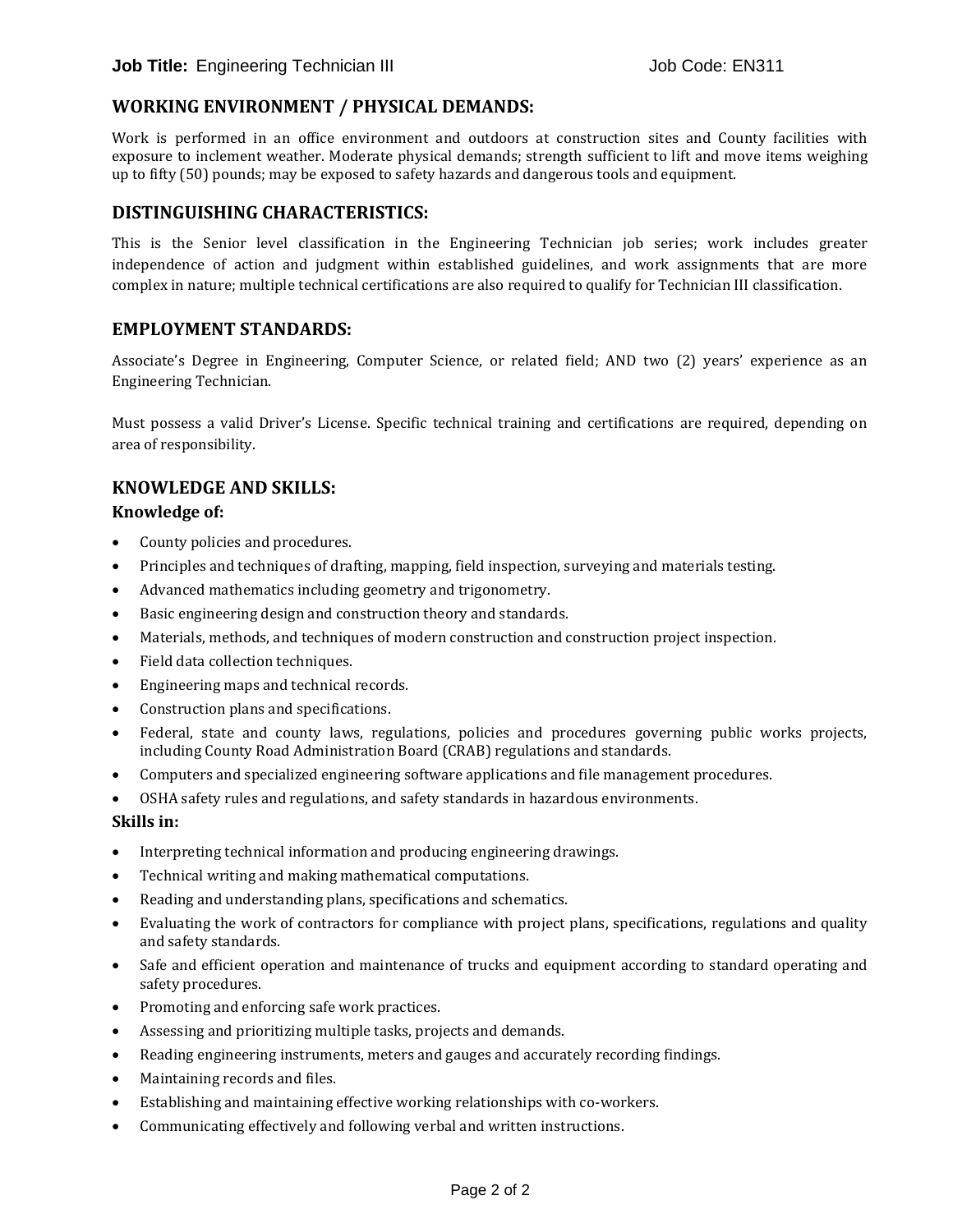## WORKING ENVIRONMENT / PHYSICAL DEMANDS:

Work is performed in an office environment and outdoors at construction sites and County facilities with exposure to inclement weather. Moderate physical demands; strength sufficient to lift and move items weighing up to fifty (50) pounds; may be exposed to safety hazards and dangerous tools and equipment.

## DISTINGUISHING CHARACTERISTICS:

This is the Senior level classification in the Engineering Technician job series; work includes greater independence of action and judgment within established guidelines, and work assignments that are more complex in nature; multiple technical certifications are also required to qualify for Technician III classification.

## EMPLOYMENT STANDARDS:

Associate's Degree in Engineering, Computer Science, or related field; AND two (2) years' experience as an Engineering Technician.

Must possess a valid Driver's License. Specific technical training and certifications are required, depending on area of responsibility.

## KNOWLEDGE AND SKILLS:

### Knowledge of:

- County policies and procedures.
- Principles and techniques of drafting, mapping, field inspection, surveying and materials testing.
- Advanced mathematics including geometry and trigonometry.
- Basic engineering design and construction theory and standards.
- Materials, methods, and techniques of modern construction and construction project inspection.
- Field data collection techniques.
- Engineering maps and technical records.
- Construction plans and specifications.
- Federal, state and county laws, regulations, policies and procedures governing public works projects, including County Road Administration Board (CRAB) regulations and standards.
- Computers and specialized engineering software applications and file management procedures.
- OSHA safety rules and regulations, and safety standards in hazardous environments.

### Skills in:

- Interpreting technical information and producing engineering drawings.
- Technical writing and making mathematical computations.
- Reading and understanding plans, specifications and schematics.
- Evaluating the work of contractors for compliance with project plans, specifications, regulations and quality and safety standards.
- Safe and efficient operation and maintenance of trucks and equipment according to standard operating and safety procedures.
- Promoting and enforcing safe work practices.
- Assessing and prioritizing multiple tasks, projects and demands.
- Reading engineering instruments, meters and gauges and accurately recording findings.
- Maintaining records and files.
- Establishing and maintaining effective working relationships with co-workers.
- Communicating effectively and following verbal and written instructions.